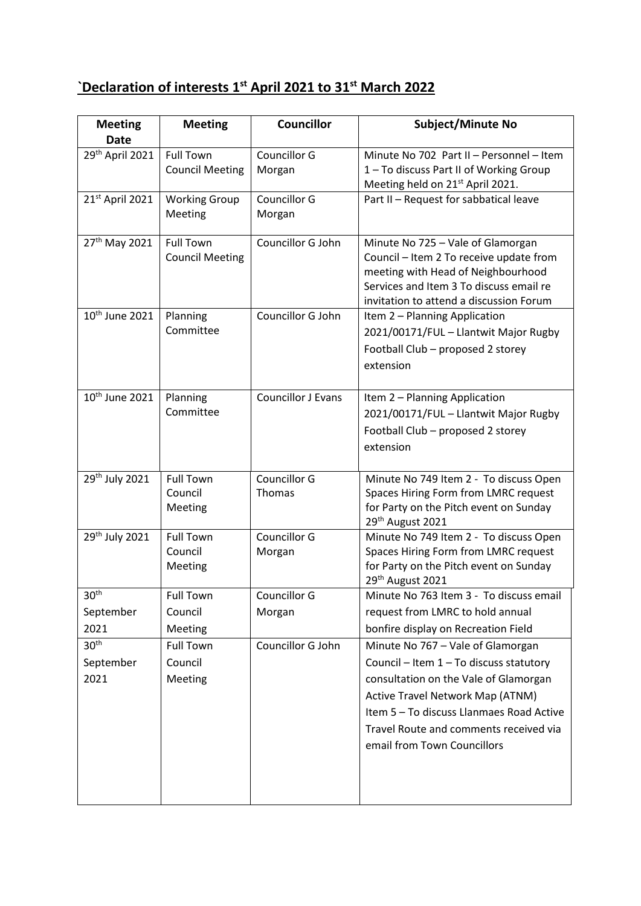## `Declaration of interests 1st April 2021 to 31st March 2022

| Meeting Date | Meeting | Councillor | Subject/Minute No |
|---|---|---|---|
| 29th April 2021 | Full Town Council Meeting | Councillor G Morgan | Minute No 702 Part II – Personnel – Item 1 – To discuss Part II of Working Group Meeting held on 21st April 2021. |
| 21st April 2021 | Working Group Meeting | Councillor G Morgan | Part II – Request for sabbatical leave |
| 27th May 2021 | Full Town Council Meeting | Councillor G John | Minute No 725 – Vale of Glamorgan Council – Item 2 To receive update from meeting with Head of Neighbourhood Services and Item 3 To discuss email re invitation to attend a discussion Forum |
| 10th June 2021 | Planning Committee | Councillor G John | Item 2 – Planning Application 2021/00171/FUL – Llantwit Major Rugby Football Club – proposed 2 storey extension |
| 10th June 2021 | Planning Committee | Councillor J Evans | Item 2 – Planning Application 2021/00171/FUL – Llantwit Major Rugby Football Club – proposed 2 storey extension |
| 29th July 2021 | Full Town Council Meeting | Councillor G Thomas | Minute No 749 Item 2 - To discuss Open Spaces Hiring Form from LMRC request for Party on the Pitch event on Sunday 29th August 2021 |
| 29th July 2021 | Full Town Council Meeting | Councillor G Morgan | Minute No 749 Item 2 - To discuss Open Spaces Hiring Form from LMRC request for Party on the Pitch event on Sunday 29th August 2021 |
| 30th September 2021 | Full Town Council Meeting | Councillor G Morgan | Minute No 763 Item 3 - To discuss email request from LMRC to hold annual bonfire display on Recreation Field |
| 30th September 2021 | Full Town Council Meeting | Councillor G John | Minute No 767 – Vale of Glamorgan Council – Item 1 – To discuss statutory consultation on the Vale of Glamorgan Active Travel Network Map (ATNM) Item 5 – To discuss Llanmaes Road Active Travel Route and comments received via email from Town Councillors |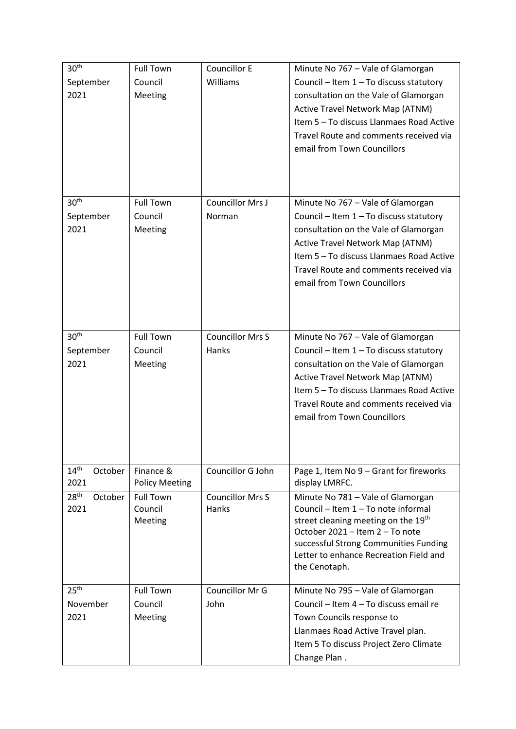| | | | |
|---|---|---|---|
| 30th September 2021 | Full Town Council Meeting | Councillor E Williams | Minute No 767 – Vale of Glamorgan Council – Item 1 – To discuss statutory consultation on the Vale of Glamorgan Active Travel Network Map (ATNM) Item 5 – To discuss Llanmaes Road Active Travel Route and comments received via email from Town Councillors |
| 30th September 2021 | Full Town Council Meeting | Councillor Mrs J Norman | Minute No 767 – Vale of Glamorgan Council – Item 1 – To discuss statutory consultation on the Vale of Glamorgan Active Travel Network Map (ATNM) Item 5 – To discuss Llanmaes Road Active Travel Route and comments received via email from Town Councillors |
| 30th September 2021 | Full Town Council Meeting | Councillor Mrs S Hanks | Minute No 767 – Vale of Glamorgan Council – Item 1 – To discuss statutory consultation on the Vale of Glamorgan Active Travel Network Map (ATNM) Item 5 – To discuss Llanmaes Road Active Travel Route and comments received via email from Town Councillors |
| 14th October 2021 | Finance & Policy Meeting | Councillor G John | Page 1, Item No 9 – Grant for fireworks display LMRFC. |
| 28th October 2021 | Full Town Council Meeting | Councillor Mrs S Hanks | Minute No 781 – Vale of Glamorgan Council – Item 1 – To note informal street cleaning meeting on the 19th October 2021 – Item 2 – To note successful Strong Communities Funding Letter to enhance Recreation Field and the Cenotaph. |
| 25th November 2021 | Full Town Council Meeting | Councillor Mr G John | Minute No 795 – Vale of Glamorgan Council – Item 4 – To discuss email re Town Councils response to Llanmaes Road Active Travel plan. Item 5 To discuss Project Zero Climate Change Plan . |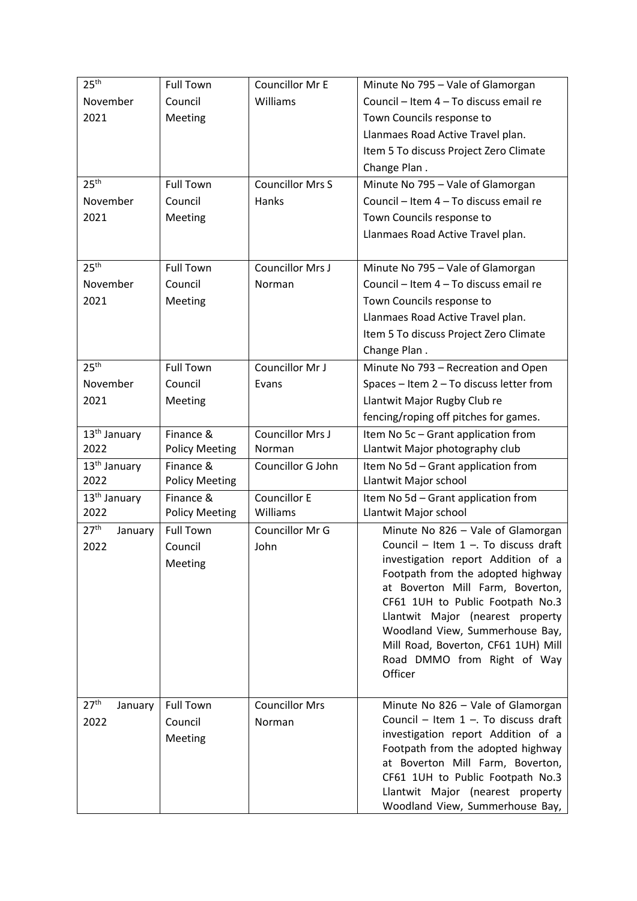| 25th November 2021 | Full Town Council Meeting | Councillor Mr E Williams | Minute No 795 – Vale of Glamorgan Council – Item 4 – To discuss email re Town Councils response to Llanmaes Road Active Travel plan. Item 5 To discuss Project Zero Climate Change Plan . |
|---|---|---|---|
| 25th November 2021 | Full Town Council Meeting | Councillor Mrs S Hanks | Minute No 795 – Vale of Glamorgan Council – Item 4 – To discuss email re Town Councils response to Llanmaes Road Active Travel plan. |
| 25th November 2021 | Full Town Council Meeting | Councillor Mrs J Norman | Minute No 795 – Vale of Glamorgan Council – Item 4 – To discuss email re Town Councils response to Llanmaes Road Active Travel plan. Item 5 To discuss Project Zero Climate Change Plan . |
| 25th November 2021 | Full Town Council Meeting | Councillor Mr J Evans | Minute No 793 – Recreation and Open Spaces – Item 2 – To discuss letter from Llantwit Major Rugby Club re fencing/roping off pitches for games. |
| 13th January 2022 | Finance & Policy Meeting | Councillor Mrs J Norman | Item No 5c – Grant application from Llantwit Major photography club |
| 13th January 2022 | Finance & Policy Meeting | Councillor G John | Item No 5d – Grant application from Llantwit Major school |
| 13th January 2022 | Finance & Policy Meeting | Councillor E Williams | Item No 5d – Grant application from Llantwit Major school |
| 27th January 2022 | Full Town Council Meeting | Councillor Mr G John | Minute No 826 – Vale of Glamorgan Council – Item 1 –. To discuss draft investigation report Addition of a Footpath from the adopted highway at Boverton Mill Farm, Boverton, CF61 1UH to Public Footpath No.3 Llantwit Major (nearest property Woodland View, Summerhouse Bay, Mill Road, Boverton, CF61 1UH) Mill Road DMMO from Right of Way Officer |
| 27th January 2022 | Full Town Council Meeting | Councillor Mrs Norman | Minute No 826 – Vale of Glamorgan Council – Item 1 –. To discuss draft investigation report Addition of a Footpath from the adopted highway at Boverton Mill Farm, Boverton, CF61 1UH to Public Footpath No.3 Llantwit Major (nearest property Woodland View, Summerhouse Bay, |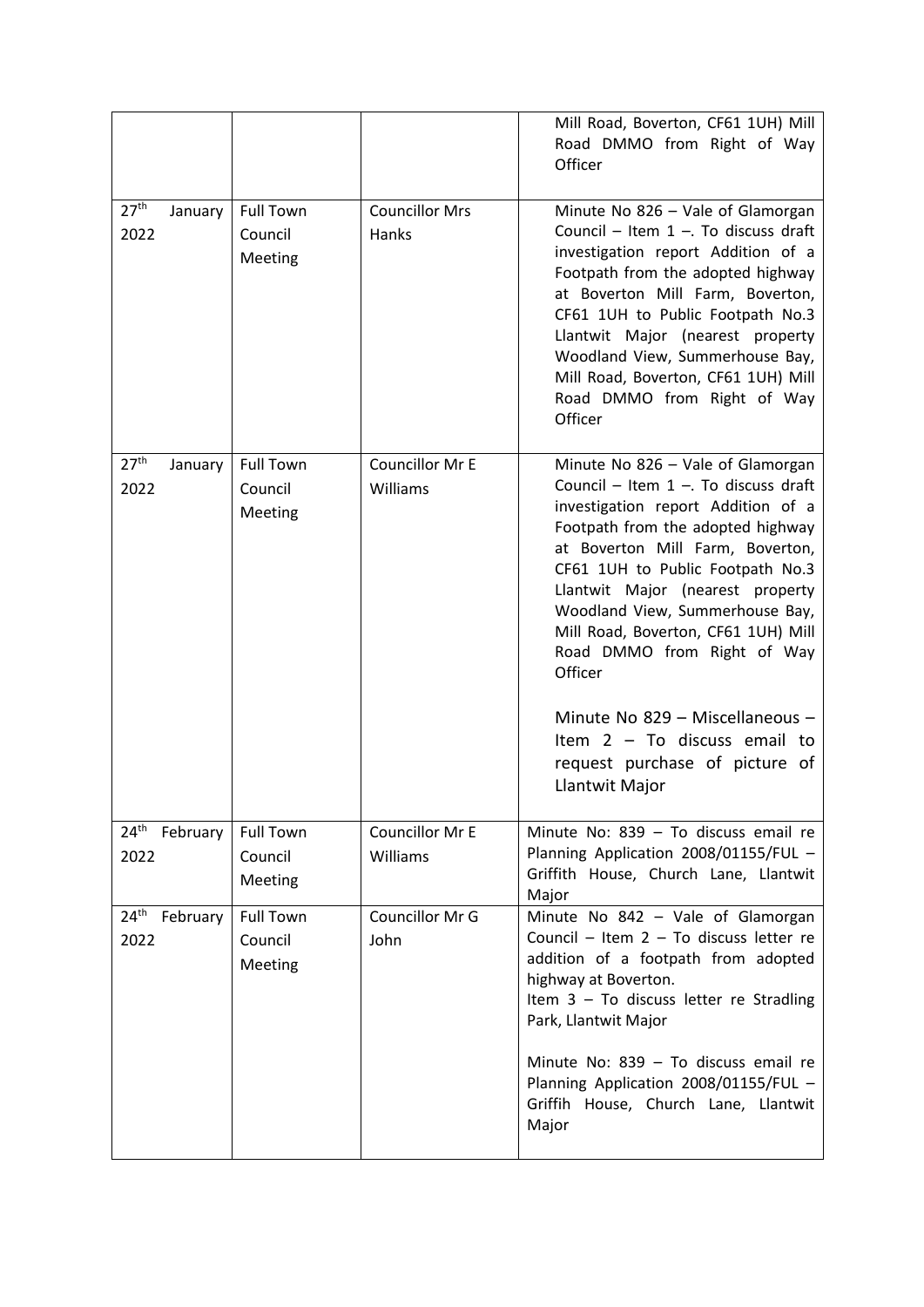| | | | |
|---|---|---|---|
| | | | Mill Road, Boverton, CF61 1UH) Mill Road DMMO from Right of Way Officer |
| 27th January 2022 | Full Town Council Meeting | Councillor Mrs Hanks | Minute No 826 – Vale of Glamorgan Council – Item 1 –. To discuss draft investigation report Addition of a Footpath from the adopted highway at Boverton Mill Farm, Boverton, CF61 1UH to Public Footpath No.3 Llantwit Major (nearest property Woodland View, Summerhouse Bay, Mill Road, Boverton, CF61 1UH) Mill Road DMMO from Right of Way Officer |
| 27th January 2022 | Full Town Council Meeting | Councillor Mr E Williams | Minute No 826 – Vale of Glamorgan Council – Item 1 –. To discuss draft investigation report Addition of a Footpath from the adopted highway at Boverton Mill Farm, Boverton, CF61 1UH to Public Footpath No.3 Llantwit Major (nearest property Woodland View, Summerhouse Bay, Mill Road, Boverton, CF61 1UH) Mill Road DMMO from Right of Way Officer<br><br>Minute No 829 – Miscellaneous – Item 2 – To discuss email to request purchase of picture of Llantwit Major |
| 24th February 2022 | Full Town Council Meeting | Councillor Mr E Williams | Minute No: 839 – To discuss email re Planning Application 2008/01155/FUL – Griffith House, Church Lane, Llantwit Major |
| 24th February 2022 | Full Town Council Meeting | Councillor Mr G John | Minute No 842 – Vale of Glamorgan Council – Item 2 – To discuss letter re addition of a footpath from adopted highway at Boverton.<br>Item 3 – To discuss letter re Stradling Park, Llantwit Major<br><br>Minute No: 839 – To discuss email re Planning Application 2008/01155/FUL – Griffih House, Church Lane, Llantwit Major |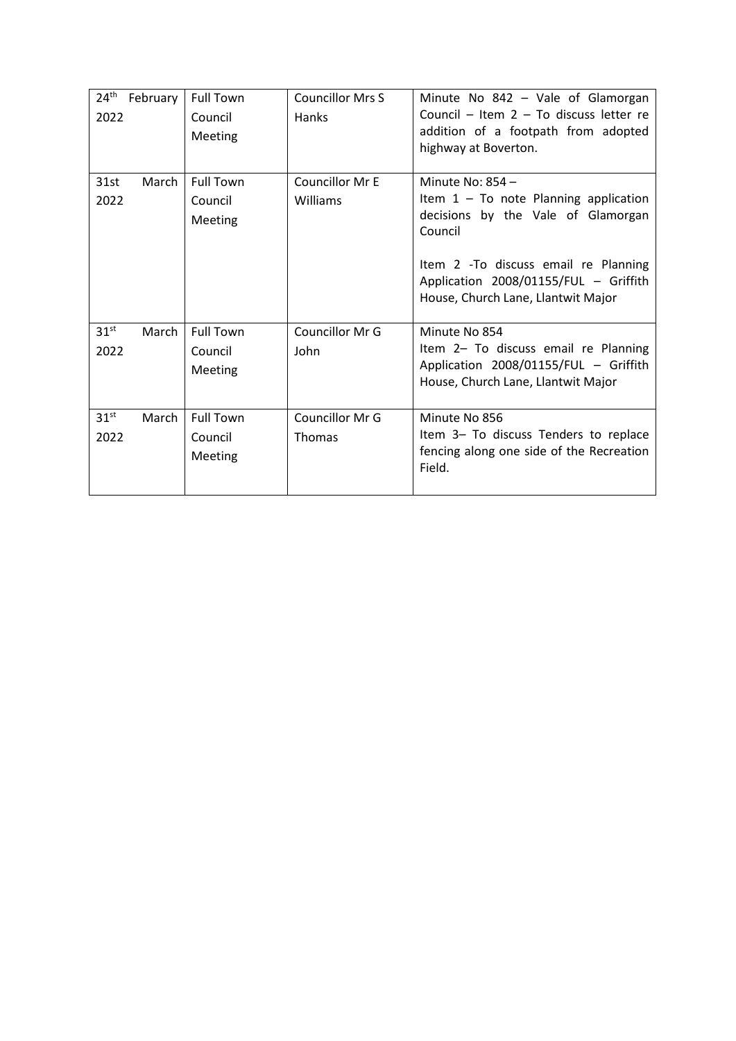| | | | |
|---|---|---|---|
| 24th February 2022 | Full Town Council Meeting | Councillor Mrs S Hanks | Minute No 842 – Vale of Glamorgan Council – Item 2 – To discuss letter re addition of a footpath from adopted highway at Boverton. |
| 31st March 2022 | Full Town Council Meeting | Councillor Mr E Williams | Minute No: 854 – Item 1 – To note Planning application decisions by the Vale of Glamorgan Council<br><br>Item 2 -To discuss email re Planning Application 2008/01155/FUL – Griffith House, Church Lane, Llantwit Major |
| 31st March 2022 | Full Town Council Meeting | Councillor Mr G John | Minute No 854 Item 2– To discuss email re Planning Application 2008/01155/FUL – Griffith House, Church Lane, Llantwit Major |
| 31st March 2022 | Full Town Council Meeting | Councillor Mr G Thomas | Minute No 856 Item 3– To discuss Tenders to replace fencing along one side of the Recreation Field. |